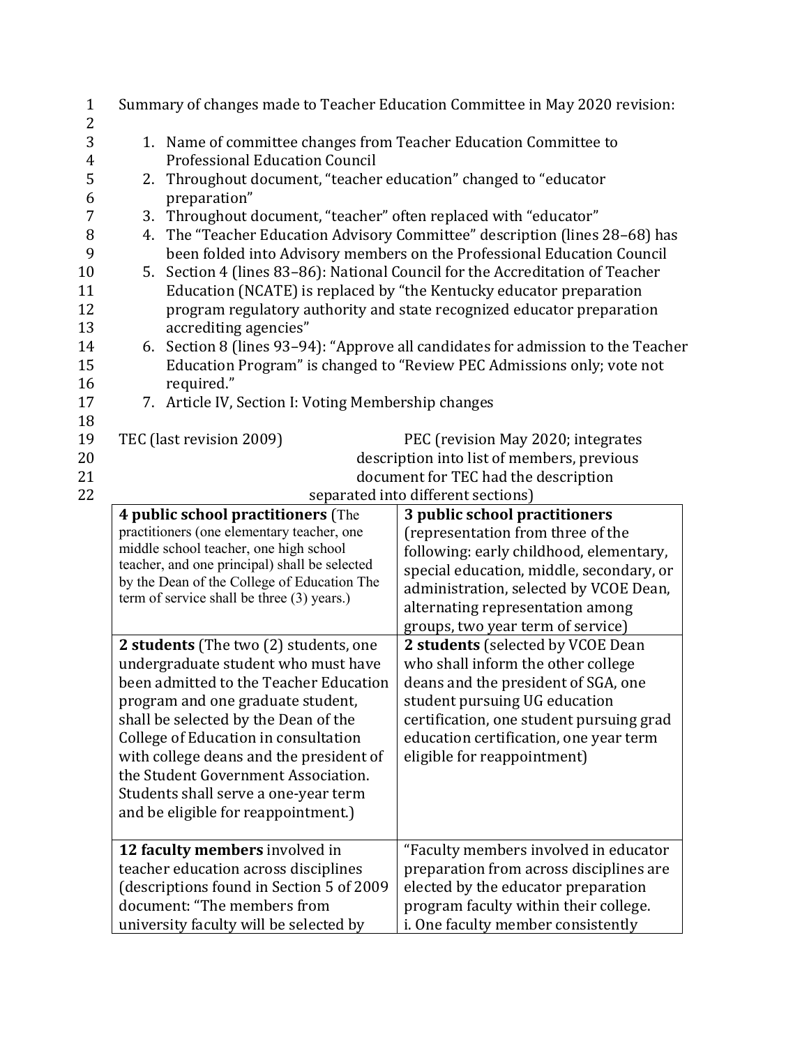Summary of changes made to Teacher Education Committee in May 2020 revision:

1. Name of committee changes from Teacher Education Committee to Professional Education Council
2. Throughout document, "teacher education" changed to "educator preparation"
3. Throughout document, "teacher" often replaced with "educator"
4. The "Teacher Education Advisory Committee" description (lines 28–68) has been folded into Advisory members on the Professional Education Council
5. Section 4 (lines 83–86): National Council for the Accreditation of Teacher Education (NCATE) is replaced by "the Kentucky educator preparation program regulatory authority and state recognized educator preparation accrediting agencies"
6. Section 8 (lines 93–94): "Approve all candidates for admission to the Teacher Education Program" is changed to "Review PEC Admissions only; vote not required."
7. Article IV, Section I: Voting Membership changes

| TEC (last revision 2009) | PEC (revision May 2020; integrates description into list of members, previous document for TEC had the description separated into different sections) |
|---|---|
| **4 public school practitioners** (The practitioners (one elementary teacher, one middle school teacher, one high school teacher, and one principal) shall be selected by the Dean of the College of Education The term of service shall be three (3) years.) | **3 public school practitioners** (representation from three of the following: early childhood, elementary, special education, middle, secondary, or administration, selected by VCOE Dean, alternating representation among groups, two year term of service) |
| **2 students** (The two (2) students, one undergraduate student who must have been admitted to the Teacher Education program and one graduate student, shall be selected by the Dean of the College of Education in consultation with college deans and the president of the Student Government Association. Students shall serve a one-year term and be eligible for reappointment.) | **2 students** (selected by VCOE Dean who shall inform the other college deans and the president of SGA, one student pursuing UG education certification, one student pursuing grad education certification, one year term eligible for reappointment) |
| **12 faculty members** involved in teacher education across disciplines (descriptions found in Section 5 of 2009 document: "The members from university faculty will be selected by | "Faculty members involved in educator preparation from across disciplines are elected by the educator preparation program faculty within their college. i. One faculty member consistently |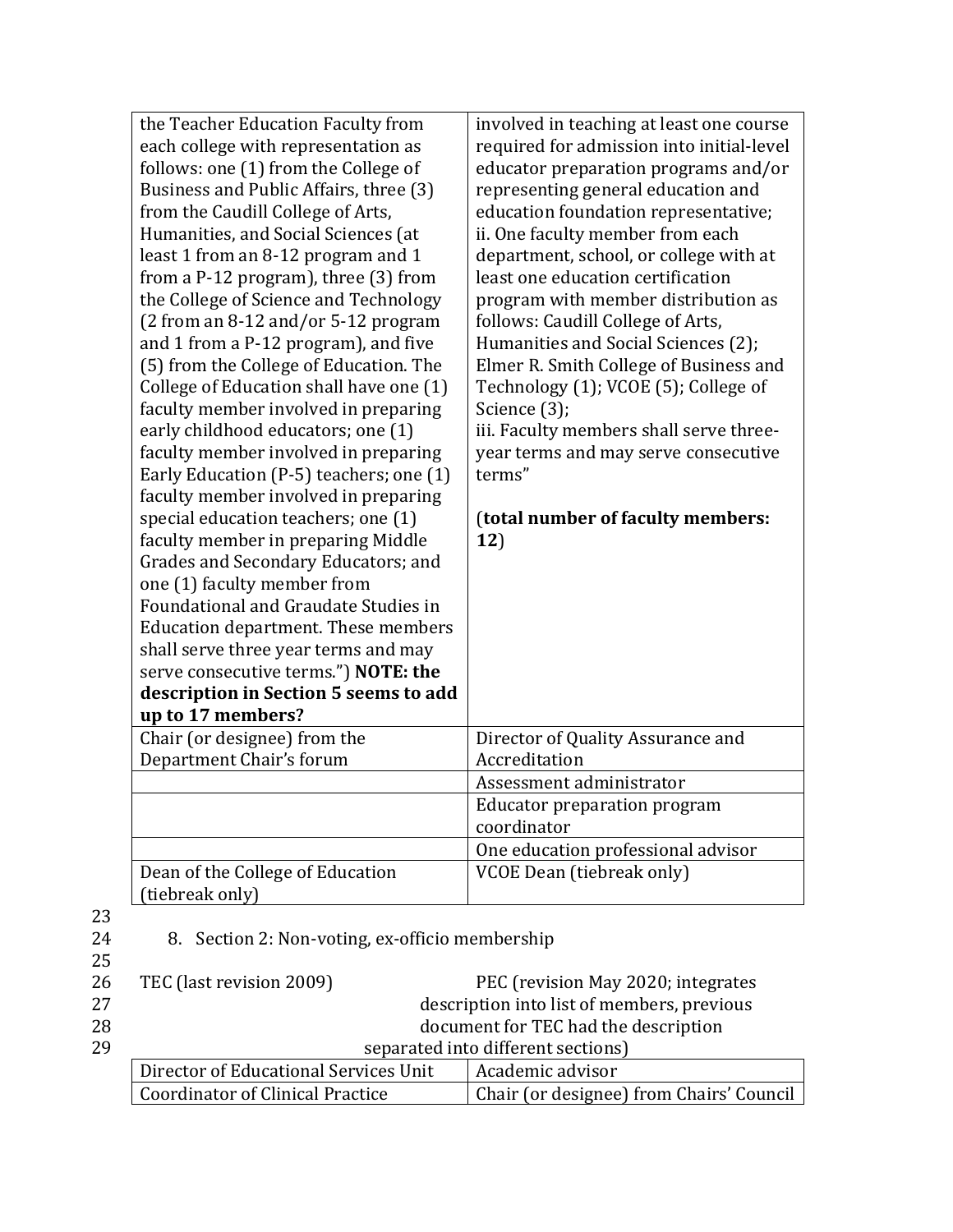| | |
|---|---|
| the Teacher Education Faculty from each college with representation as follows: one (1) from the College of Business and Public Affairs, three (3) from the Caudill College of Arts, Humanities, and Social Sciences (at least 1 from an 8-12 program and 1 from a P-12 program), three (3) from the College of Science and Technology (2 from an 8-12 and/or 5-12 program and 1 from a P-12 program), and five (5) from the College of Education. The College of Education shall have one (1) faculty member involved in preparing early childhood educators; one (1) faculty member involved in preparing Early Education (P-5) teachers; one (1) faculty member involved in preparing special education teachers; one (1) faculty member in preparing Middle Grades and Secondary Educators; and one (1) faculty member from Foundational and Graudate Studies in Education department. These members shall serve three year terms and may serve consecutive terms.") **NOTE: the description in Section 5 seems to add up to 17 members?** | involved in teaching at least one course required for admission into initial-level educator preparation programs and/or representing general education and education foundation representative; ii. One faculty member from each department, school, or college with at least one education certification program with member distribution as follows: Caudill College of Arts, Humanities and Social Sciences (2); Elmer R. Smith College of Business and Technology (1); VCOE (5); College of Science (3); iii. Faculty members shall serve three-year terms and may serve consecutive terms"<br><br>(**total number of faculty members: 12**) |
| Chair (or designee) from the Department Chair's forum | Director of Quality Assurance and Accreditation |
| | Assessment administrator |
| | Educator preparation program coordinator |
| | One education professional advisor |
| Dean of the College of Education (tiebreak only) | VCOE Dean (tiebreak only) |

8. Section 2: Non-voting, ex-officio membership

| TEC (last revision 2009) | PEC (revision May 2020; integrates description into list of members, previous document for TEC had the description separated into different sections) |
|---|---|
| Director of Educational Services Unit | Academic advisor |
| Coordinator of Clinical Practice | Chair (or designee) from Chairs' Council |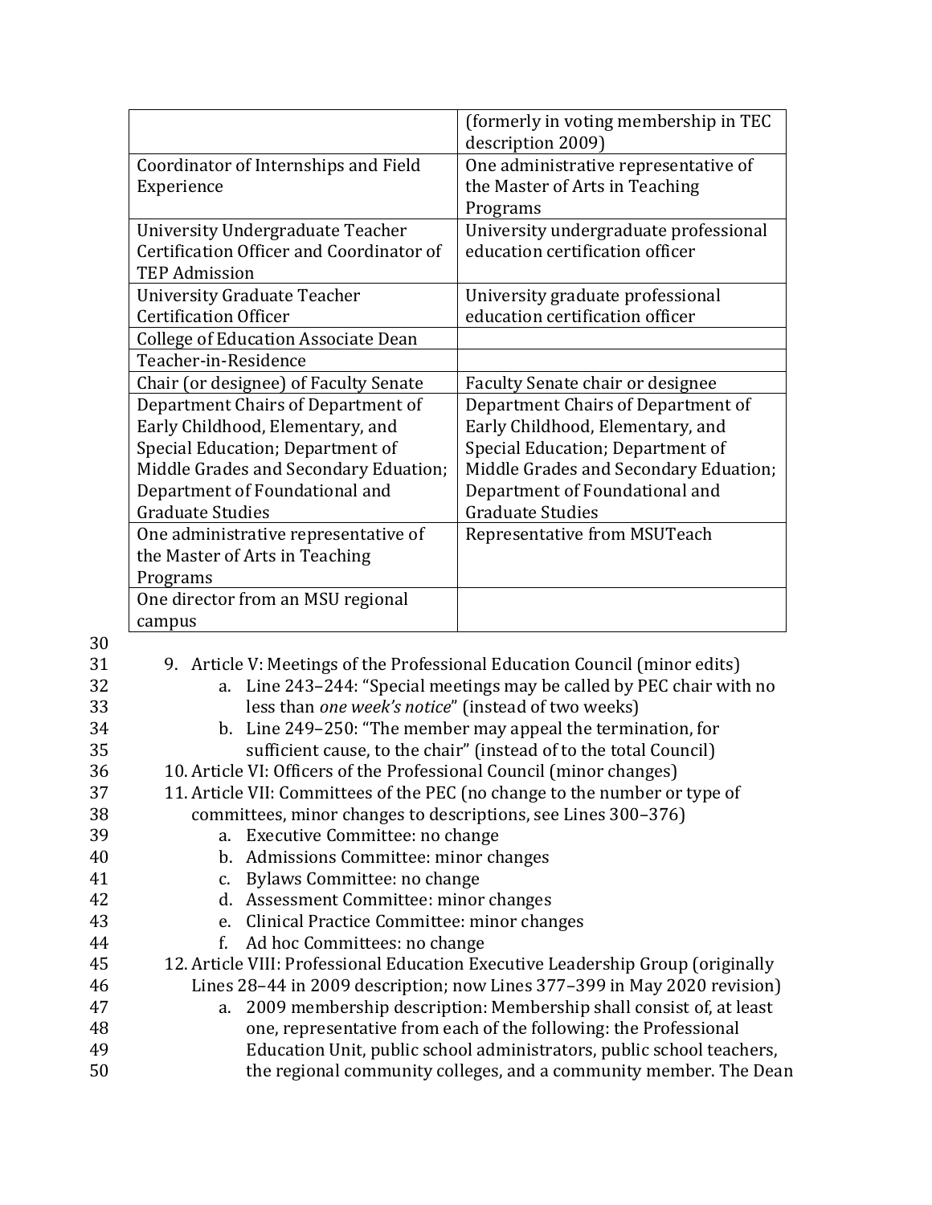| | |
|---|---|
| | (formerly in voting membership in TEC description 2009) |
| Coordinator of Internships and Field Experience | One administrative representative of the Master of Arts in Teaching Programs |
| University Undergraduate Teacher Certification Officer and Coordinator of TEP Admission | University undergraduate professional education certification officer |
| University Graduate Teacher Certification Officer | University graduate professional education certification officer |
| College of Education Associate Dean | |
| Teacher-in-Residence | |
| Chair (or designee) of Faculty Senate | Faculty Senate chair or designee |
| Department Chairs of Department of Early Childhood, Elementary, and Special Education; Department of Middle Grades and Secondary Eduation; Department of Foundational and Graduate Studies | Department Chairs of Department of Early Childhood, Elementary, and Special Education; Department of Middle Grades and Secondary Eduation; Department of Foundational and Graduate Studies |
| One administrative representative of the Master of Arts in Teaching Programs | Representative from MSUTeach |
| One director from an MSU regional campus | |

9. Article V: Meetings of the Professional Education Council (minor edits)
   a. Line 243–244: "Special meetings may be called by PEC chair with no less than *one week's notice*" (instead of two weeks)
   b. Line 249–250: "The member may appeal the termination, for sufficient cause, to the chair" (instead of to the total Council)
10. Article VI: Officers of the Professional Council (minor changes)
11. Article VII: Committees of the PEC (no change to the number or type of committees, minor changes to descriptions, see Lines 300–376)
    a. Executive Committee: no change
    b. Admissions Committee: minor changes
    c. Bylaws Committee: no change
    d. Assessment Committee: minor changes
    e. Clinical Practice Committee: minor changes
    f. Ad hoc Committees: no change
12. Article VIII: Professional Education Executive Leadership Group (originally Lines 28–44 in 2009 description; now Lines 377–399 in May 2020 revision)
    a. 2009 membership description: Membership shall consist of, at least one, representative from each of the following: the Professional Education Unit, public school administrators, public school teachers, the regional community colleges, and a community member. The Dean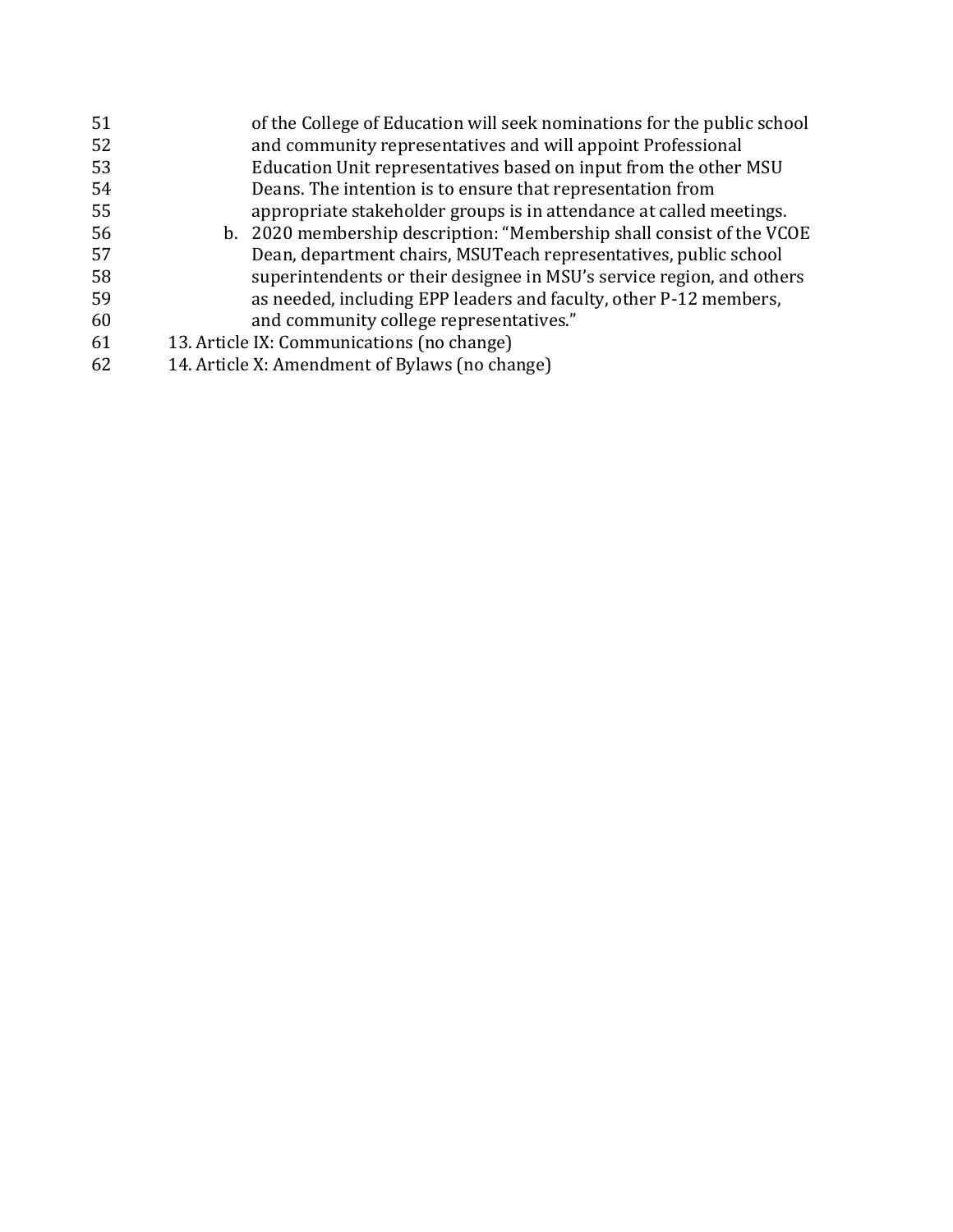of the College of Education will seek nominations for the public school and community representatives and will appoint Professional Education Unit representatives based on input from the other MSU Deans. The intention is to ensure that representation from appropriate stakeholder groups is in attendance at called meetings.

b. 2020 membership description: "Membership shall consist of the VCOE Dean, department chairs, MSUTeach representatives, public school superintendents or their designee in MSU's service region, and others as needed, including EPP leaders and faculty, other P-12 members, and community college representatives."

13. Article IX: Communications (no change)
14. Article X: Amendment of Bylaws (no change)